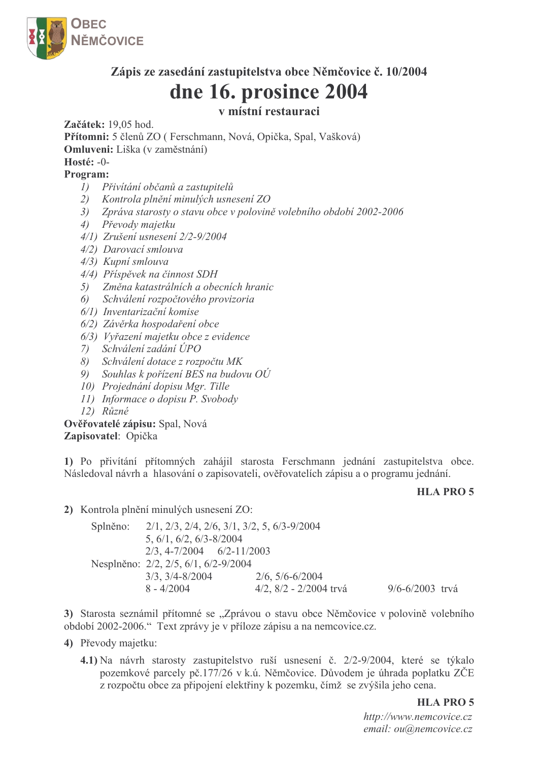**OBEC NĚMČOVICE**

## Zápis ze zasedání zastupitelstva obce Němčovice č. 10/2004

# dne 16. prosince 2004

### v místní restauraci

**Začátek:** 19,05 hod.
**Přítomni:** 5 členů ZO ( Ferschmann, Nová, Opička, Spal, Vašková)
**Omluveni:** Liška (v zaměstnání)
**Hosté:** -0-
**Program:**

1) *Přivítání občanů a zastupitelů*
2) *Kontrola plnění minulých usnesení ZO*
3) *Zpráva starosty o stavu obce v polovině volebního období 2002-2006*
4) *Převody majetku*
4/1) *Zrušení usnesení 2/2-9/2004*
4/2) *Darovací smlouva*
4/3) *Kupní smlouva*
4/4) *Příspěvek na činnost SDH*
5) *Změna katastrálních a obecních hranic*
6) *Schválení rozpočtového provizoria*
6/1) *Inventarizační komise*
6/2) *Závěrka hospodaření obce*
6/3) *Vyřazení majetku obce z evidence*
7) *Schválení zadání ÚPO*
8) *Schválení dotace z rozpočtu MK*
9) *Souhlas k pořízení BES na budovu OÚ*
10) *Projednání dopisu Mgr. Tille*
11) *Informace o dopisu P. Svobody*
12) *Různé*

**Ověřovatelé zápisu:** Spal, Nová
**Zapisovatel**: Opička

**1)** Po přivítání přítomných zahájil starosta Ferschmann jednání zastupitelstva obce. Následoval návrh a hlasování o zapisovateli, ověřovatelích zápisu a o programu jednání.

**HLA PRO 5**

**2)** Kontrola plnění minulých usnesení ZO:

Splněno: 2/1, 2/3, 2/4, 2/6, 3/1, 3/2, 5, 6/3-9/2004
5, 6/1, 6/2, 6/3-8/2004
2/3, 4-7/2004 6/2-11/2003

Nesplněno: 2/2, 2/5, 6/1, 6/2-9/2004
3/3, 3/4-8/2004 2/6, 5/6-6/2004
8 - 4/2004 4/2, 8/2 - 2/2004 trvá 9/6-6/2003 trvá

**3)** Starosta seznámil přítomné se „Zprávou o stavu obce Němčovice v polovině volebního období 2002-2006." Text zprávy je v příloze zápisu a na nemcovice.cz.

**4)** Převody majetku:

**4.1)** Na návrh starosty zastupitelstvo ruší usnesení č. 2/2-9/2004, které se týkalo pozemkové parcely pč.177/26 v k.ú. Němčovice. Důvodem je úhrada poplatku ZČE z rozpočtu obce za připojení elektřiny k pozemku, čímž se zvýšila jeho cena.

**HLA PRO 5**

*http://www.nemcovice.cz*
*email: ou@nemcovice.cz*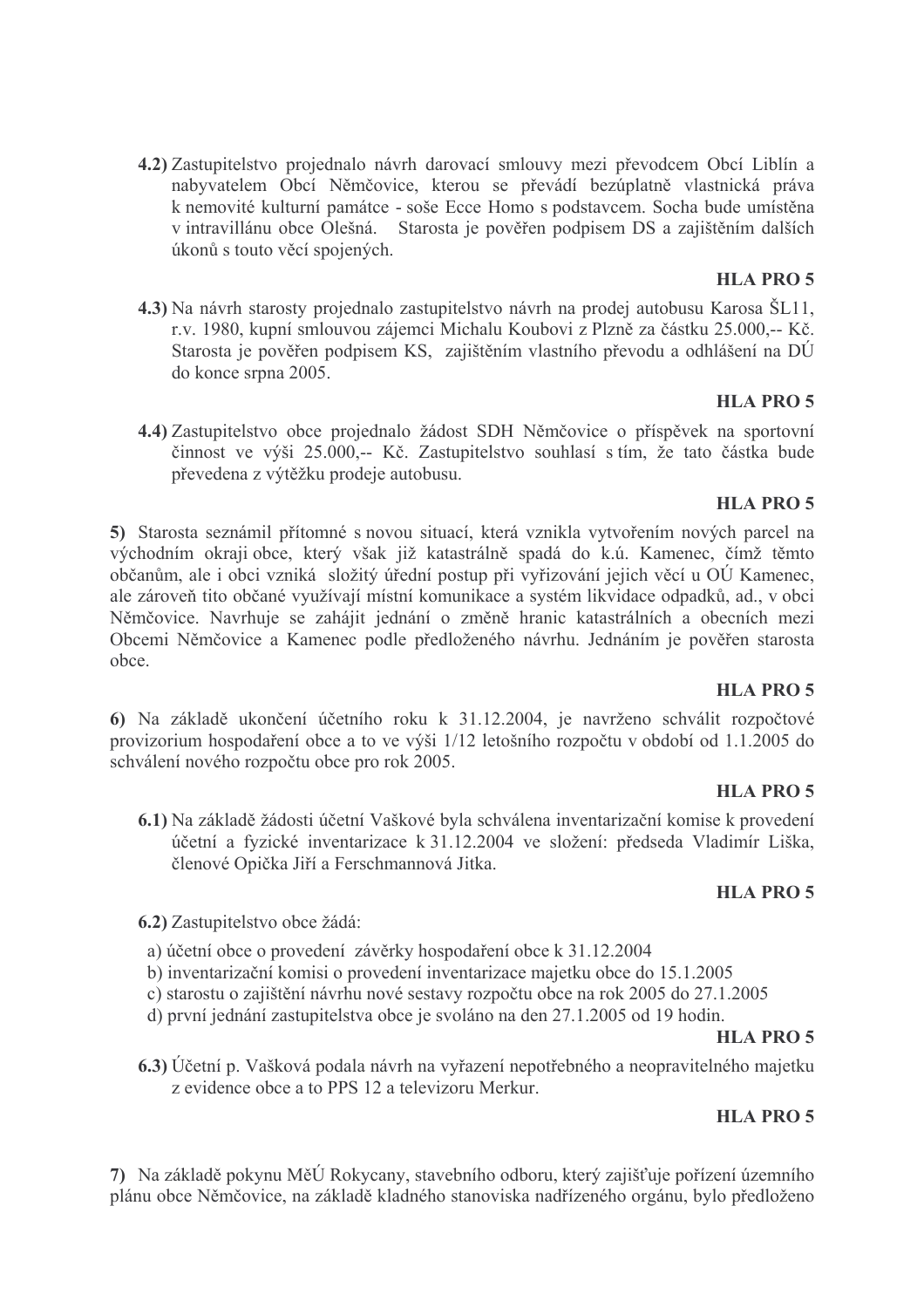**4.2)** Zastupitelstvo projednalo návrh darovací smlouvy mezi převodcem Obcí Liblín a nabyvatelem Obcí Němčovice, kterou se převádí bezúplatně vlastnická práva k nemovité kulturní památce - soše Ecce Homo s podstavcem. Socha bude umístěna v intravilánu obce Olešná. Starosta je pověřen podpisem DS a zajištěním dalších úkonů s touto věcí spojených.

**HLA PRO 5**

**4.3)** Na návrh starosty projednalo zastupitelstvo návrh na prodej autobusu Karosa ŠL11, r.v. 1980, kupní smlouvou zájemci Michalu Koubovi z Plzně za částku 25.000,-- Kč. Starosta je pověřen podpisem KS, zajištěním vlastního převodu a odhlášení na DÚ do konce srpna 2005.

**HLA PRO 5**

**4.4)** Zastupitelstvo obce projednalo žádost SDH Němčovice o příspěvek na sportovní činnost ve výši 25.000,-- Kč. Zastupitelstvo souhlasí s tím, že tato částka bude převedena z výtěžku prodeje autobusu.

**HLA PRO 5**

**5)** Starosta seznámil přítomné s novou situací, která vznikla vytvořením nových parcel na východním okraji obce, který však již katastrálně spadá do k.ú. Kamenec, čímž těmto občanům, ale i obci vzniká složitý úřední postup při vyřizování jejich věcí u OÚ Kamenec, ale zároveň tito občané využívají místní komunikace a systém likvidace odpadků, ad., v obci Němčovice. Navrhuje se zahájit jednání o změně hranic katastrálních a obecních mezi Obcemi Němčovice a Kamenec podle předloženého návrhu. Jednáním je pověřen starosta obce.

**HLA PRO 5**

**6)** Na základě ukončení účetního roku k 31.12.2004, je navrženo schválit rozpočtové provizorium hospodaření obce a to ve výši 1/12 letošního rozpočtu v období od 1.1.2005 do schválení nového rozpočtu obce pro rok 2005.

**HLA PRO 5**

**6.1)** Na základě žádosti účetní Vaškové byla schválena inventarizační komise k provedení účetní a fyzické inventarizace k 31.12.2004 ve složení: předseda Vladimír Liška, členové Opička Jiří a Ferschmannová Jitka.

**HLA PRO 5**

**6.2)** Zastupitelstvo obce žádá:

a) účetní obce o provedení závěrky hospodaření obce k 31.12.2004
b) inventarizační komisi o provedení inventarizace majetku obce do 15.1.2005
c) starostu o zajištění návrhu nové sestavy rozpočtu obce na rok 2005 do 27.1.2005
d) první jednání zastupitelstva obce je svoláno na den 27.1.2005 od 19 hodin.

**HLA PRO 5**

**6.3)** Účetní p. Vašková podala návrh na vyřazení nepotřebného a neopravitelného majetku z evidence obce a to PPS 12 a televizoru Merkur.

**HLA PRO 5**

**7)** Na základě pokynu MěÚ Rokycany, stavebního odboru, který zajišťuje pořízení územního plánu obce Němčovice, na základě kladného stanoviska nadřízeného orgánu, bylo předloženo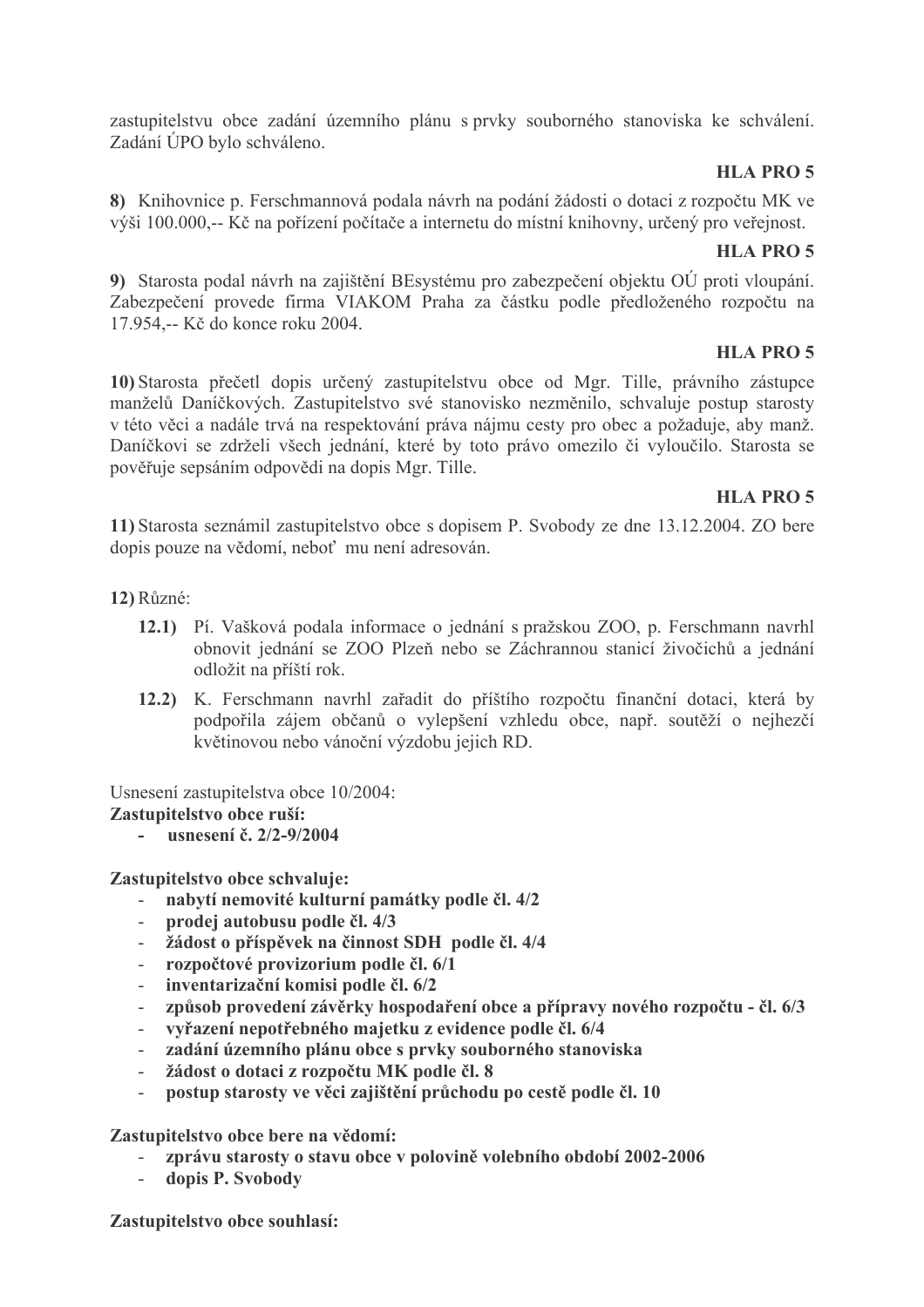zastupitelstvu obce zadání územního plánu s prvky souborného stanoviska ke schválení. Zadání ÚPO bylo schváleno.

**HLA PRO 5**

**8)** Knihovnice p. Ferschmannová podala návrh na podání žádosti o dotaci z rozpočtu MK ve výši 100.000,-- Kč na pořízení počítače a internetu do místní knihovny, určený pro veřejnost.

**HLA PRO 5**

**9)** Starosta podal návrh na zajištění BEsystému pro zabezpečení objektu OÚ proti vloupání. Zabezpečení provede firma VIAKOM Praha za částku podle předloženého rozpočtu na 17.954,-- Kč do konce roku 2004.

**HLA PRO 5**

**10)** Starosta přečetl dopis určený zastupitelstvu obce od Mgr. Tille, právního zástupce manželů Daníčkových. Zastupitelstvo své stanovisko nezměnilo, schvaluje postup starosty v této věci a nadále trvá na respektování práva nájmu cesty pro obec a požaduje, aby manž. Daníčkovi se zdrželi všech jednání, které by toto právo omezilo či vyloučilo. Starosta se pověřuje sepsáním odpovědi na dopis Mgr. Tille.

**HLA PRO 5**

**11)** Starosta seznámil zastupitelstvo obce s dopisem P. Svobody ze dne 13.12.2004. ZO bere dopis pouze na vědomí, neboť mu není adresován.

**12)** Různé:

- **12.1)** Pí. Vašková podala informace o jednání s pražskou ZOO, p. Ferschmann navrhl obnovit jednání se ZOO Plzeň nebo se Záchrannou stanicí živočichů a jednání odložit na příští rok.
- **12.2)** K. Ferschmann navrhl zařadit do příštího rozpočtu finanční dotaci, která by podpořila zájem občanů o vylepšení vzhledu obce, např. soutěží o nejhezčí květinovou nebo vánoční výzdobu jejich RD.

Usnesení zastupitelstva obce 10/2004:

**Zastupitelstvo obce ruší:**

- **usnesení č. 2/2-9/2004**

**Zastupitelstvo obce schvaluje:**

- **nabytí nemovité kulturní památky podle čl. 4/2**
- **prodej autobusu podle čl. 4/3**
- **žádost o příspěvek na činnost SDH podle čl. 4/4**
- **rozpočtové provizorium podle čl. 6/1**
- **inventarizační komisi podle čl. 6/2**
- **způsob provedení závěrky hospodaření obce a přípravy nového rozpočtu - čl. 6/3**
- **vyřazení nepotřebného majetku z evidence podle čl. 6/4**
- **zadání územního plánu obce s prvky souborného stanoviska**
- **žádost o dotaci z rozpočtu MK podle čl. 8**
- **postup starosty ve věci zajištění průchodu po cestě podle čl. 10**

**Zastupitelstvo obce bere na vědomí:**

- **zprávu starosty o stavu obce v polovině volebního období 2002-2006**
- **dopis P. Svobody**

**Zastupitelstvo obce souhlasí:**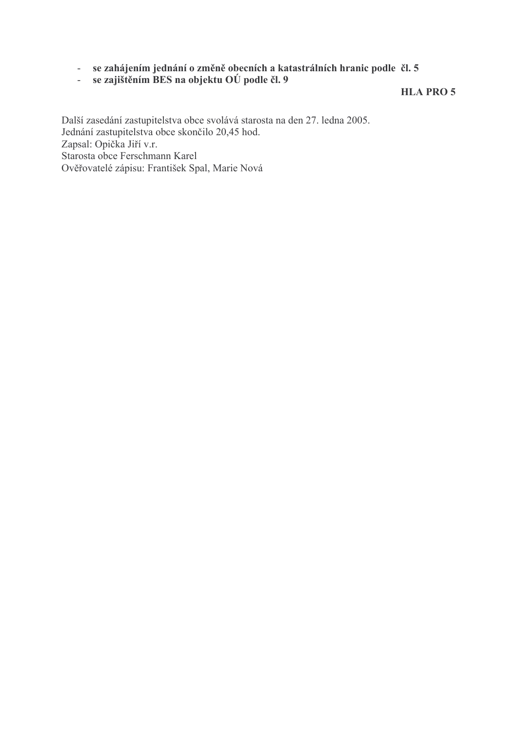- **se zahájením jednání o změně obecních a katastrálních hranic podle čl. 5**
- **se zajištěním BES na objektu OÚ podle čl. 9**

**HLA PRO 5**

Další zasedání zastupitelstva obce svolává starosta na den 27. ledna 2005.
Jednání zastupitelstva obce skončilo 20,45 hod.
Zapsal: Opička Jiří v.r.
Starosta obce Ferschmann Karel
Ověřovatelé zápisu: František Spal, Marie Nová